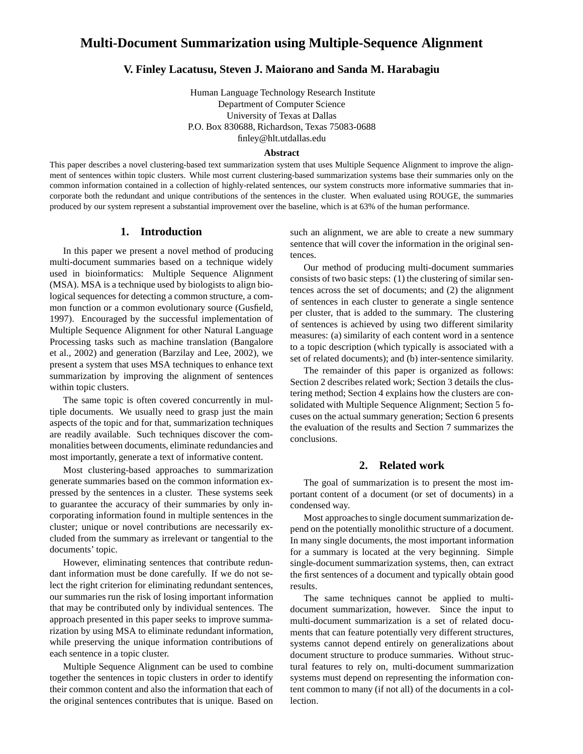# Multi-Document Summarization using Multiple-Sequence Alignment

**V. Finley Lacatusu, Steven J. Maiorano and Sanda M. Harabagiu**

Human Language Technology Research Institute
Department of Computer Science
University of Texas at Dallas
P.O. Box 830688, Richardson, Texas 75083-0688
finley@hlt.utdallas.edu

### Abstract

This paper describes a novel clustering-based text summarization system that uses Multiple Sequence Alignment to improve the alignment of sentences within topic clusters. While most current clustering-based summarization systems base their summaries only on the common information contained in a collection of highly-related sentences, our system constructs more informative summaries that incorporate both the redundant and unique contributions of the sentences in the cluster. When evaluated using ROUGE, the summaries produced by our system represent a substantial improvement over the baseline, which is at 63% of the human performance.

## 1. Introduction

In this paper we present a novel method of producing multi-document summaries based on a technique widely used in bioinformatics: Multiple Sequence Alignment (MSA). MSA is a technique used by biologists to align biological sequences for detecting a common structure, a common function or a common evolutionary source (Gusfield, 1997). Encouraged by the successful implementation of Multiple Sequence Alignment for other Natural Language Processing tasks such as machine translation (Bangalore et al., 2002) and generation (Barzilay and Lee, 2002), we present a system that uses MSA techniques to enhance text summarization by improving the alignment of sentences within topic clusters.

The same topic is often covered concurrently in multiple documents. We usually need to grasp just the main aspects of the topic and for that, summarization techniques are readily available. Such techniques discover the commonalities between documents, eliminate redundancies and most importantly, generate a text of informative content.

Most clustering-based approaches to summarization generate summaries based on the common information expressed by the sentences in a cluster. These systems seek to guarantee the accuracy of their summaries by only incorporating information found in multiple sentences in the cluster; unique or novel contributions are necessarily excluded from the summary as irrelevant or tangential to the documents' topic.

However, eliminating sentences that contribute redundant information must be done carefully. If we do not select the right criterion for eliminating redundant sentences, our summaries run the risk of losing important information that may be contributed only by individual sentences. The approach presented in this paper seeks to improve summarization by using MSA to eliminate redundant information, while preserving the unique information contributions of each sentence in a topic cluster.

Multiple Sequence Alignment can be used to combine together the sentences in topic clusters in order to identify their common content and also the information that each of the original sentences contributes that is unique. Based on such an alignment, we are able to create a new summary sentence that will cover the information in the original sentences.

Our method of producing multi-document summaries consists of two basic steps: (1) the clustering of similar sentences across the set of documents; and (2) the alignment of sentences in each cluster to generate a single sentence per cluster, that is added to the summary. The clustering of sentences is achieved by using two different similarity measures: (a) similarity of each content word in a sentence to a topic description (which typically is associated with a set of related documents); and (b) inter-sentence similarity.

The remainder of this paper is organized as follows: Section 2 describes related work; Section 3 details the clustering method; Section 4 explains how the clusters are consolidated with Multiple Sequence Alignment; Section 5 focuses on the actual summary generation; Section 6 presents the evaluation of the results and Section 7 summarizes the conclusions.

## 2. Related work

The goal of summarization is to present the most important content of a document (or set of documents) in a condensed way.

Most approaches to single document summarization depend on the potentially monolithic structure of a document. In many single documents, the most important information for a summary is located at the very beginning. Simple single-document summarization systems, then, can extract the first sentences of a document and typically obtain good results.

The same techniques cannot be applied to multi-document summarization, however. Since the input to multi-document summarization is a set of related documents that can feature potentially very different structures, systems cannot depend entirely on generalizations about document structure to produce summaries. Without structural features to rely on, multi-document summarization systems must depend on representing the information content common to many (if not all) of the documents in a collection.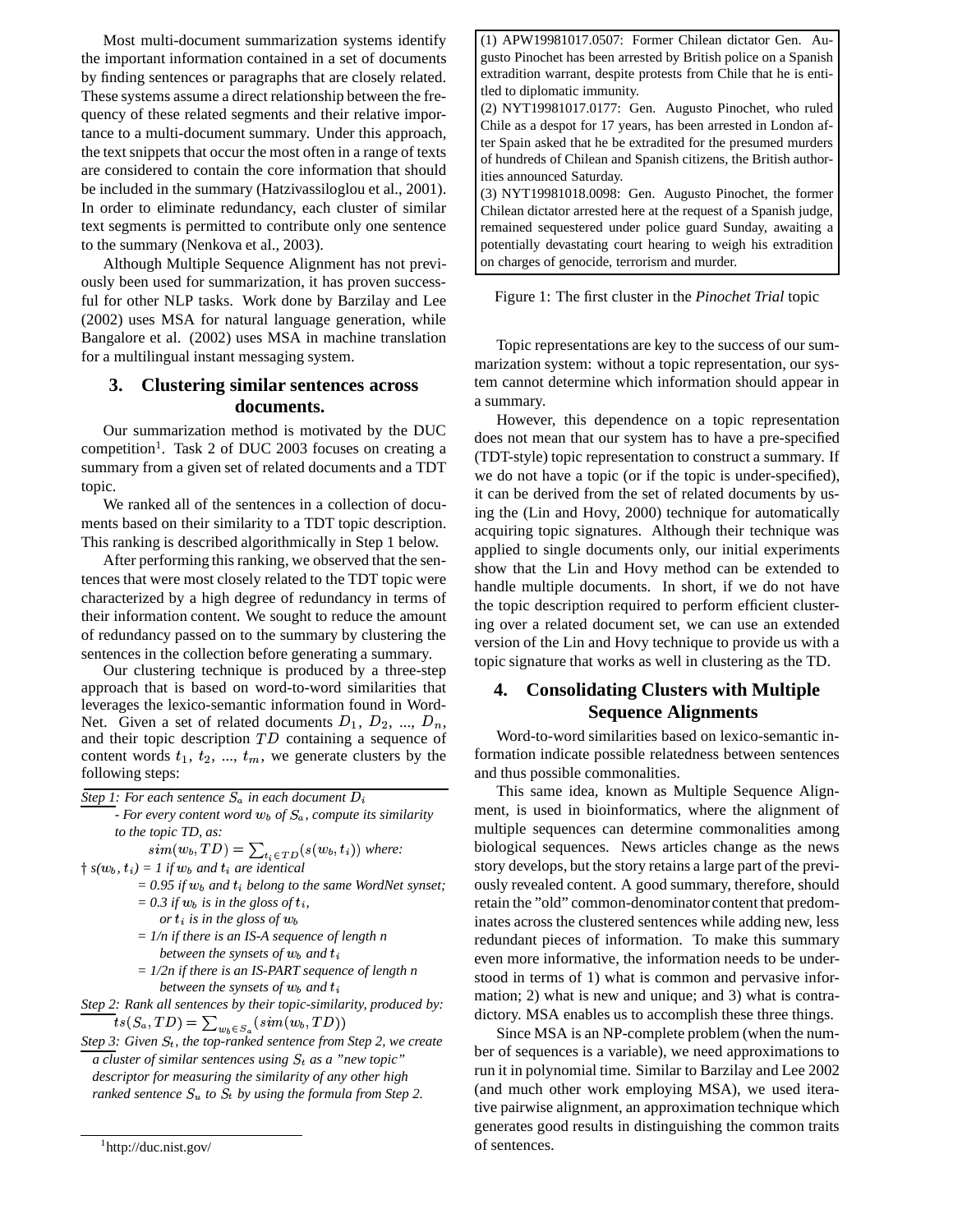Most multi-document summarization systems identify the important information contained in a set of documents by finding sentences or paragraphs that are closely related. These systems assume a direct relationship between the frequency of these related segments and their relative importance to a multi-document summary. Under this approach, the text snippets that occur the most often in a range of texts are considered to contain the core information that should be included in the summary (Hatzivassiloglou et al., 2001). In order to eliminate redundancy, each cluster of similar text segments is permitted to contribute only one sentence to the summary (Nenkova et al., 2003).

Although Multiple Sequence Alignment has not previously been used for summarization, it has proven successful for other NLP tasks. Work done by Barzilay and Lee (2002) uses MSA for natural language generation, while Bangalore et al. (2002) uses MSA in machine translation for a multilingual instant messaging system.

## 3. Clustering similar sentences across documents.

Our summarization method is motivated by the DUC competition[1]. Task 2 of DUC 2003 focuses on creating a summary from a given set of related documents and a TDT topic.

We ranked all of the sentences in a collection of documents based on their similarity to a TDT topic description. This ranking is described algorithmically in Step 1 below.

After performing this ranking, we observed that the sentences that were most closely related to the TDT topic were characterized by a high degree of redundancy in terms of their information content. We sought to reduce the amount of redundancy passed on to the summary by clustering the sentences in the collection before generating a summary.

Our clustering technique is produced by a three-step approach that is based on word-to-word similarities that leverages the lexico-semantic information found in WordNet. Given a set of related documents $D_1$, $D_2$, ..., $D_n$, and their topic description $TD$ containing a sequence of content words $t_1$, $t_2$, ..., $t_m$, we generate clusters by the following steps:

*Step 1: For each sentence $S_a$ in each document $D_i$*

*- For every content word $w_b$ of $S_a$, compute its similarity to the topic TD, as:*

$$sim(w_b, TD) = \sum_{t_i \in TD}(s(w_b, t_i)) \text{ where:}$$

*† $s(w_b, t_i)$ = 1 if $w_b$ and $t_i$ are identical*

*= 0.95 if $w_b$ and $t_i$ belong to the same WordNet synset;*

*= 0.3 if $w_b$ is in the gloss of $t_i$, or $t_i$ is in the gloss of $w_b$*

*= 1/n if there is an IS-A sequence of length n between the synsets of $w_b$ and $t_i$*

*= 1/2n if there is an IS-PART sequence of length n between the synsets of $w_b$ and $t_i$*

*Step 2: Rank all sentences by their topic-similarity, produced by:*

$$ts(S_a, TD) = \sum_{w_b \in S_a}(sim(w_b, TD))$$

*Step 3: Given $S_t$, the top-ranked sentence from Step 2, we create a cluster of similar sentences using $S_t$ as a "new topic" descriptor for measuring the similarity of any other high ranked sentence $S_u$ to $S_t$ by using the formula from Step 2.*

[1] http://duc.nist.gov/

(1) APW19981017.0507: Former Chilean dictator Gen. Augusto Pinochet has been arrested by British police on a Spanish extradition warrant, despite protests from Chile that he is entitled to diplomatic immunity.

(2) NYT19981017.0177: Gen. Augusto Pinochet, who ruled Chile as a despot for 17 years, has been arrested in London after Spain asked that he be extradited for the presumed murders of hundreds of Chilean and Spanish citizens, the British authorities announced Saturday.

(3) NYT19981018.0098: Gen. Augusto Pinochet, the former Chilean dictator arrested here at the request of a Spanish judge, remained sequestered under police guard Sunday, awaiting a potentially devastating court hearing to weigh his extradition on charges of genocide, terrorism and murder.

Figure 1: The first cluster in the *Pinochet Trial* topic

Topic representations are key to the success of our summarization system: without a topic representation, our system cannot determine which information should appear in a summary.

However, this dependence on a topic representation does not mean that our system has to have a pre-specified (TDT-style) topic representation to construct a summary. If we do not have a topic (or if the topic is under-specified), it can be derived from the set of related documents by using the (Lin and Hovy, 2000) technique for automatically acquiring topic signatures. Although their technique was applied to single documents only, our initial experiments show that the Lin and Hovy method can be extended to handle multiple documents. In short, if we do not have the topic description required to perform efficient clustering over a related document set, we can use an extended version of the Lin and Hovy technique to provide us with a topic signature that works as well in clustering as the TD.

## 4. Consolidating Clusters with Multiple Sequence Alignments

Word-to-word similarities based on lexico-semantic information indicate possible relatedness between sentences and thus possible commonalities.

This same idea, known as Multiple Sequence Alignment, is used in bioinformatics, where the alignment of multiple sequences can determine commonalities among biological sequences. News articles change as the news story develops, but the story retains a large part of the previously revealed content. A good summary, therefore, should retain the "old" common-denominator content that predominates across the clustered sentences while adding new, less redundant pieces of information. To make this summary even more informative, the information needs to be understood in terms of 1) what is common and pervasive information; 2) what is new and unique; and 3) what is contradictory. MSA enables us to accomplish these three things.

Since MSA is an NP-complete problem (when the number of sequences is a variable), we need approximations to run it in polynomial time. Similar to Barzilay and Lee 2002 (and much other work employing MSA), we used iterative pairwise alignment, an approximation technique which generates good results in distinguishing the common traits of sentences.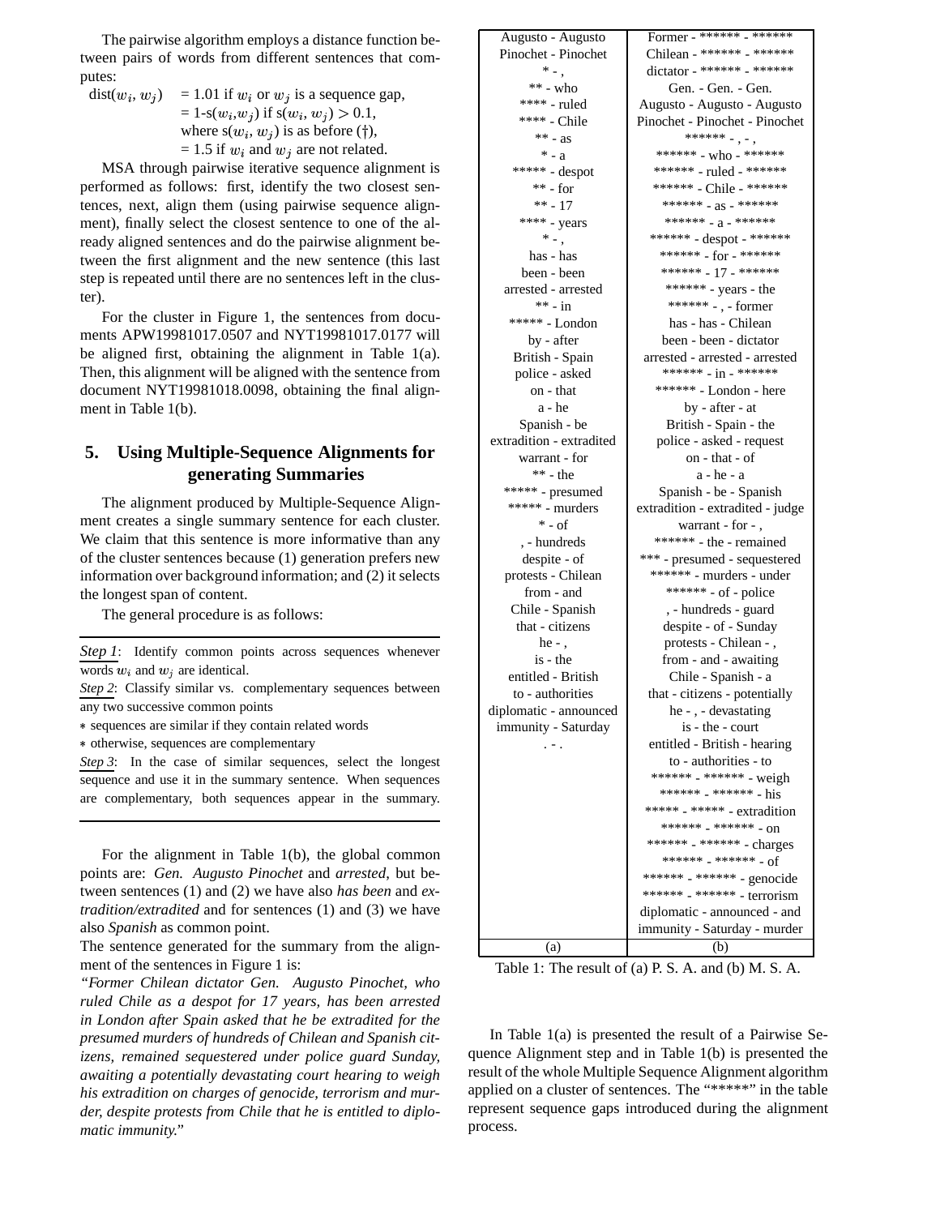The pairwise algorithm employs a distance function between pairs of words from different sentences that computes:

$$\text{dist}(w_i, w_j) = 1.01 \text{ if } w_i \text{ or } w_j \text{ is a sequence gap,}$$
$$= 1\text{-s}(w_i,w_j) \text{ if s}(w_i, w_j) > 0.1,$$
$$\text{where s}(w_i, w_j) \text{ is as before } (\dagger),$$
$$= 1.5 \text{ if } w_i \text{ and } w_j \text{ are not related.}$$

MSA through pairwise iterative sequence alignment is performed as follows: first, identify the two closest sentences, next, align them (using pairwise sequence alignment), finally select the closest sentence to one of the already aligned sentences and do the pairwise alignment between the first alignment and the new sentence (this last step is repeated until there are no sentences left in the cluster).

For the cluster in Figure 1, the sentences from documents APW19981017.0507 and NYT19981017.0177 will be aligned first, obtaining the alignment in Table 1(a). Then, this alignment will be aligned with the sentence from document NYT19981018.0098, obtaining the final alignment in Table 1(b).

## 5. Using Multiple-Sequence Alignments for generating Summaries

The alignment produced by Multiple-Sequence Alignment creates a single summary sentence for each cluster. We claim that this sentence is more informative than any of the cluster sentences because (1) generation prefers new information over background information; and (2) it selects the longest span of content.

The general procedure is as follows:

---

Step 1: Identify common points across sequences whenever words $w_i$ and $w_j$ are identical.

Step 2: Classify similar vs. complementary sequences between any two successive common points

* sequences are similar if they contain related words
* otherwise, sequences are complementary

Step 3: In the case of similar sequences, select the longest sequence and use it in the summary sentence. When sequences are complementary, both sequences appear in the summary.

---

For the alignment in Table 1(b), the global common points are: *Gen. Augusto Pinochet* and *arrested*, but between sentences (1) and (2) we have also *has been* and *extradition/extradited* and for sentences (1) and (3) we have also *Spanish* as common point.

The sentence generated for the summary from the alignment of the sentences in Figure 1 is:

*"Former Chilean dictator Gen. Augusto Pinochet, who ruled Chile as a despot for 17 years, has been arrested in London after Spain asked that he be extradited for the presumed murders of hundreds of Chilean and Spanish citizens, remained sequestered under police guard Sunday, awaiting a potentially devastating court hearing to weigh his extradition on charges of genocide, terrorism and murder, despite protests from Chile that he is entitled to diplomatic immunity."*

| (a) | (b) |
|---|---|
| Augusto - Augusto | Former - ****** - ****** |
| Pinochet - Pinochet | Chilean - ****** - ****** |
| * - , | dictator - ****** - ****** |
| ** - who | Gen. - Gen. - Gen. |
| **** - ruled | Augusto - Augusto - Augusto |
| **** - Chile | Pinochet - Pinochet - Pinochet |
| ** - as | ****** - , - , |
| * - a | ****** - who - ****** |
| ***** - despot | ****** - ruled - ****** |
| ** - for | ****** - Chile - ****** |
| ** - 17 | ****** - as - ****** |
| **** - years | ****** - a - ****** |
| * - , | ****** - despot - ****** |
| has - has | ****** - for - ****** |
| been - been | ****** - 17 - ****** |
| arrested - arrested | ****** - years - the |
| ** - in | ****** - , - former |
| ***** - London | has - has - Chilean |
| by - after | been - been - dictator |
| British - Spain | arrested - arrested - arrested |
| police - asked | ****** - in - ****** |
| on - that | ****** - London - here |
| a - he | by - after - at |
| Spanish - be | British - Spain - the |
| extradition - extradited | police - asked - request |
| warrant - for | on - that - of |
| ** - the | a - he - a |
| ***** - presumed | Spanish - be - Spanish |
| ***** - murders | extradition - extradited - judge |
| * - of | warrant - for - , |
| , - hundreds | ****** - the - remained |
| despite - of | *** - presumed - sequestered |
| protests - Chilean | ****** - murders - under |
| from - and | ****** - of - police |
| Chile - Spanish | , - hundreds - guard |
| that - citizens | despite - of - Sunday |
| he - , | protests - Chilean - , |
| is - the | from - and - awaiting |
| entitled - British | Chile - Spanish - a |
| to - authorities | that - citizens - potentially |
| diplomatic - announced | he - , - devastating |
| immunity - Saturday | is - the - court |
| . - . | entitled - British - hearing |
| | to - authorities - to |
| | ****** - ****** - weigh |
| | ****** - ****** - his |
| | ***** - ***** - extradition |
| | ****** - ****** - on |
| | ****** - ****** - charges |
| | ****** - ****** - of |
| | ****** - ****** - genocide |
| | ****** - ****** - terrorism |
| | diplomatic - announced - and |
| | immunity - Saturday - murder |

Table 1: The result of (a) P. S. A. and (b) M. S. A.

In Table 1(a) is presented the result of a Pairwise Sequence Alignment step and in Table 1(b) is presented the result of the whole Multiple Sequence Alignment algorithm applied on a cluster of sentences. The "*****" in the table represent sequence gaps introduced during the alignment process.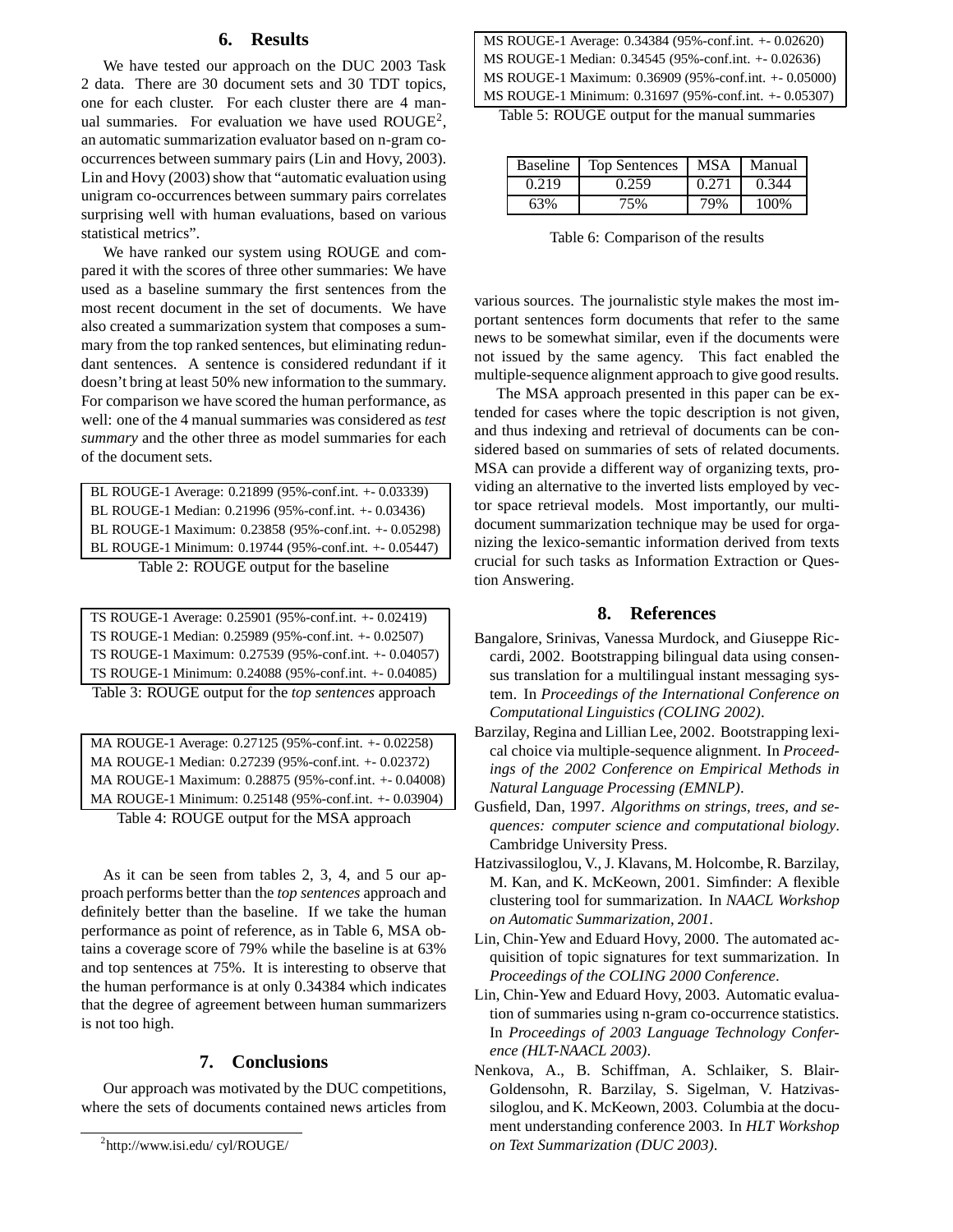## 6. Results

We have tested our approach on the DUC 2003 Task 2 data. There are 30 document sets and 30 TDT topics, one for each cluster. For each cluster there are 4 manual summaries. For evaluation we have used ROUGE[2], an automatic summarization evaluator based on n-gram co-occurrences between summary pairs (Lin and Hovy, 2003). Lin and Hovy (2003) show that "automatic evaluation using unigram co-occurrences between summary pairs correlates surprising well with human evaluations, based on various statistical metrics".

We have ranked our system using ROUGE and compared it with the scores of three other summaries: We have used as a baseline summary the first sentences from the most recent document in the set of documents. We have also created a summarization system that composes a summary from the top ranked sentences, but eliminating redundant sentences. A sentence is considered redundant if it doesn't bring at least 50% new information to the summary. For comparison we have scored the human performance, as well: one of the 4 manual summaries was considered as *test summary* and the other three as model summaries for each of the document sets.

| |
|---|
| BL ROUGE-1 Average: 0.21899 (95%-conf.int. +- 0.03339) |
| BL ROUGE-1 Median: 0.21996 (95%-conf.int. +- 0.03436) |
| BL ROUGE-1 Maximum: 0.23858 (95%-conf.int. +- 0.05298) |
| BL ROUGE-1 Minimum: 0.19744 (95%-conf.int. +- 0.05447) |

Table 2: ROUGE output for the baseline

| |
|---|
| TS ROUGE-1 Average: 0.25901 (95%-conf.int. +- 0.02419) |
| TS ROUGE-1 Median: 0.25989 (95%-conf.int. +- 0.02507) |
| TS ROUGE-1 Maximum: 0.27539 (95%-conf.int. +- 0.04057) |
| TS ROUGE-1 Minimum: 0.24088 (95%-conf.int. +- 0.04085) |

Table 3: ROUGE output for the *top sentences* approach

| |
|---|
| MA ROUGE-1 Average: 0.27125 (95%-conf.int. +- 0.02258) |
| MA ROUGE-1 Median: 0.27239 (95%-conf.int. +- 0.02372) |
| MA ROUGE-1 Maximum: 0.28875 (95%-conf.int. +- 0.04008) |
| MA ROUGE-1 Minimum: 0.25148 (95%-conf.int. +- 0.03904) |

Table 4: ROUGE output for the MSA approach

As it can be seen from tables 2, 3, 4, and 5 our approach performs better than the *top sentences* approach and definitely better than the baseline. If we take the human performance as point of reference, as in Table 6, MSA obtains a coverage score of 79% while the baseline is at 63% and top sentences at 75%. It is interesting to observe that the human performance is at only 0.34384 which indicates that the degree of agreement between human summarizers is not too high.

| |
|---|
| MS ROUGE-1 Average: 0.34384 (95%-conf.int. +- 0.02620) |
| MS ROUGE-1 Median: 0.34545 (95%-conf.int. +- 0.02636) |
| MS ROUGE-1 Maximum: 0.36909 (95%-conf.int. +- 0.05000) |
| MS ROUGE-1 Minimum: 0.31697 (95%-conf.int. +- 0.05307) |

Table 5: ROUGE output for the manual summaries

| Baseline | Top Sentences | MSA | Manual |
|---|---|---|---|
| 0.219 | 0.259 | 0.271 | 0.344 |
| 63% | 75% | 79% | 100% |

Table 6: Comparison of the results

## 7. Conclusions

Our approach was motivated by the DUC competitions, where the sets of documents contained news articles from various sources. The journalistic style makes the most important sentences form documents that refer to the same news to be somewhat similar, even if the documents were not issued by the same agency. This fact enabled the multiple-sequence alignment approach to give good results.

The MSA approach presented in this paper can be extended for cases where the topic description is not given, and thus indexing and retrieval of documents can be considered based on summaries of sets of related documents. MSA can provide a different way of organizing texts, providing an alternative to the inverted lists employed by vector space retrieval models. Most importantly, our multi-document summarization technique may be used for organizing the lexico-semantic information derived from texts crucial for such tasks as Information Extraction or Question Answering.

## 8. References

Bangalore, Srinivas, Vanessa Murdock, and Giuseppe Riccardi, 2002. Bootstrapping bilingual data using consensus translation for a multilingual instant messaging system. In *Proceedings of the International Conference on Computational Linguistics (COLING 2002)*.

Barzilay, Regina and Lillian Lee, 2002. Bootstrapping lexical choice via multiple-sequence alignment. In *Proceedings of the 2002 Conference on Empirical Methods in Natural Language Processing (EMNLP)*.

Gusfield, Dan, 1997. *Algorithms on strings, trees, and sequences: computer science and computational biology*. Cambridge University Press.

Hatzivassiloglou, V., J. Klavans, M. Holcombe, R. Barzilay, M. Kan, and K. McKeown, 2001. Simfinder: A flexible clustering tool for summarization. In *NAACL Workshop on Automatic Summarization, 2001*.

Lin, Chin-Yew and Eduard Hovy, 2000. The automated acquisition of topic signatures for text summarization. In *Proceedings of the COLING 2000 Conference*.

Lin, Chin-Yew and Eduard Hovy, 2003. Automatic evaluation of summaries using n-gram co-occurrence statistics. In *Proceedings of 2003 Language Technology Conference (HLT-NAACL 2003)*.

Nenkova, A., B. Schiffman, A. Schlaiker, S. Blair-Goldensohn, R. Barzilay, S. Sigelman, V. Hatzivassiloglou, and K. McKeown, 2003. Columbia at the document understanding conference 2003. In *HLT Workshop on Text Summarization (DUC 2003)*.

[2] http://www.isi.edu/ cyl/ROUGE/